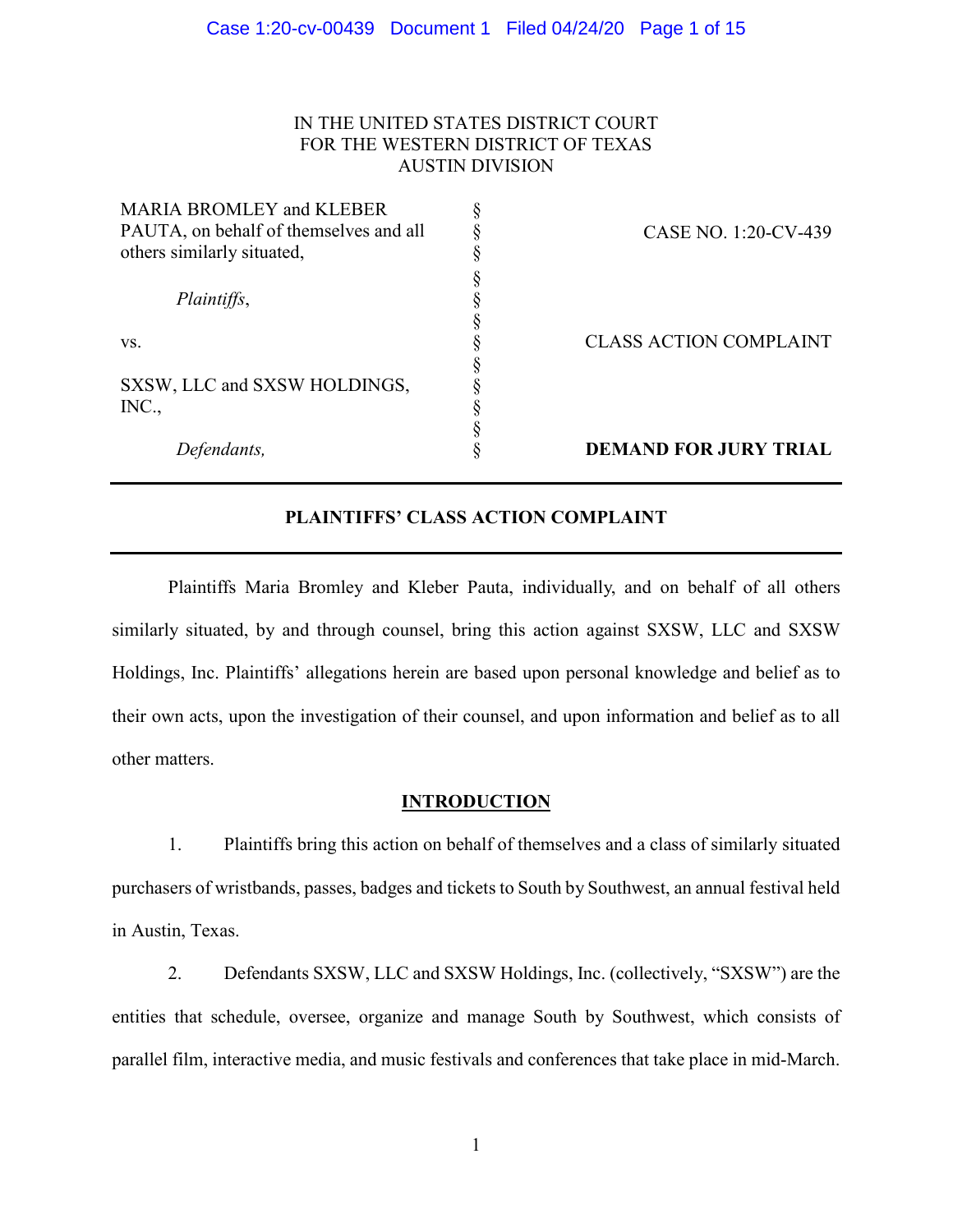IN THE UNITED STATES DISTRICT COURT
FOR THE WESTERN DISTRICT OF TEXAS
AUSTIN DIVISION

| | | |
|---|---|---|
| MARIA BROMLEY and KLEBER PAUTA, on behalf of themselves and all others similarly situated, | § | CASE NO. 1:20-CV-439 |
| *Plaintiffs*, | § | |
| vs. | § | CLASS ACTION COMPLAINT |
| SXSW, LLC and SXSW HOLDINGS, INC., | § | |
| *Defendants,* | § | **DEMAND FOR JURY TRIAL** |

**PLAINTIFFS' CLASS ACTION COMPLAINT**

Plaintiffs Maria Bromley and Kleber Pauta, individually, and on behalf of all others similarly situated, by and through counsel, bring this action against SXSW, LLC and SXSW Holdings, Inc. Plaintiffs' allegations herein are based upon personal knowledge and belief as to their own acts, upon the investigation of their counsel, and upon information and belief as to all other matters.

**INTRODUCTION**

1. Plaintiffs bring this action on behalf of themselves and a class of similarly situated purchasers of wristbands, passes, badges and tickets to South by Southwest, an annual festival held in Austin, Texas.

2. Defendants SXSW, LLC and SXSW Holdings, Inc. (collectively, "SXSW") are the entities that schedule, oversee, organize and manage South by Southwest, which consists of parallel film, interactive media, and music festivals and conferences that take place in mid-March.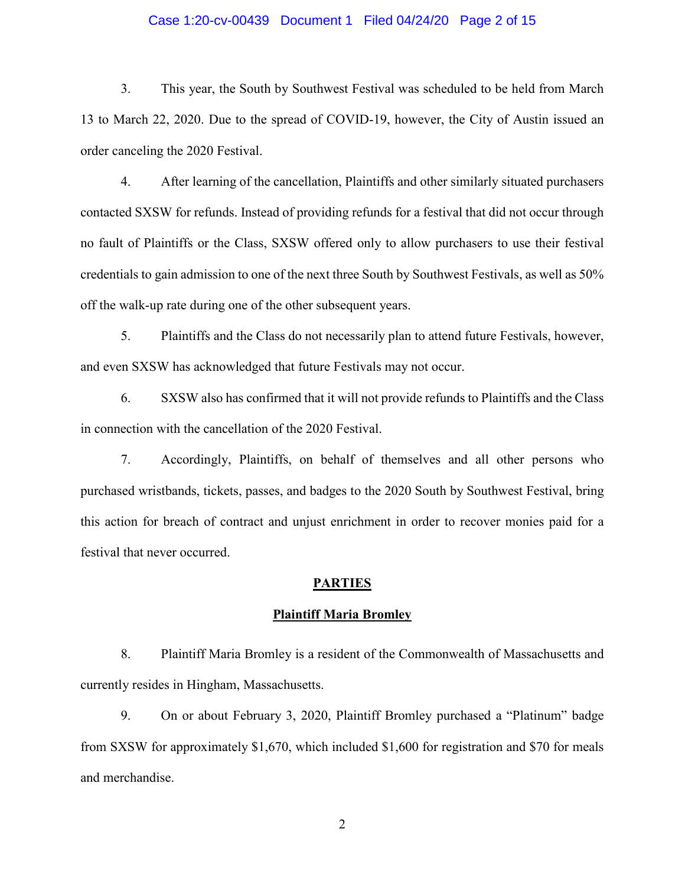3. This year, the South by Southwest Festival was scheduled to be held from March 13 to March 22, 2020. Due to the spread of COVID-19, however, the City of Austin issued an order canceling the 2020 Festival.

4. After learning of the cancellation, Plaintiffs and other similarly situated purchasers contacted SXSW for refunds. Instead of providing refunds for a festival that did not occur through no fault of Plaintiffs or the Class, SXSW offered only to allow purchasers to use their festival credentials to gain admission to one of the next three South by Southwest Festivals, as well as 50% off the walk-up rate during one of the other subsequent years.

5. Plaintiffs and the Class do not necessarily plan to attend future Festivals, however, and even SXSW has acknowledged that future Festivals may not occur.

6. SXSW also has confirmed that it will not provide refunds to Plaintiffs and the Class in connection with the cancellation of the 2020 Festival.

7. Accordingly, Plaintiffs, on behalf of themselves and all other persons who purchased wristbands, tickets, passes, and badges to the 2020 South by Southwest Festival, bring this action for breach of contract and unjust enrichment in order to recover monies paid for a festival that never occurred.

## PARTIES

### Plaintiff Maria Bromley

8. Plaintiff Maria Bromley is a resident of the Commonwealth of Massachusetts and currently resides in Hingham, Massachusetts.

9. On or about February 3, 2020, Plaintiff Bromley purchased a "Platinum" badge from SXSW for approximately $1,670, which included $1,600 for registration and $70 for meals and merchandise.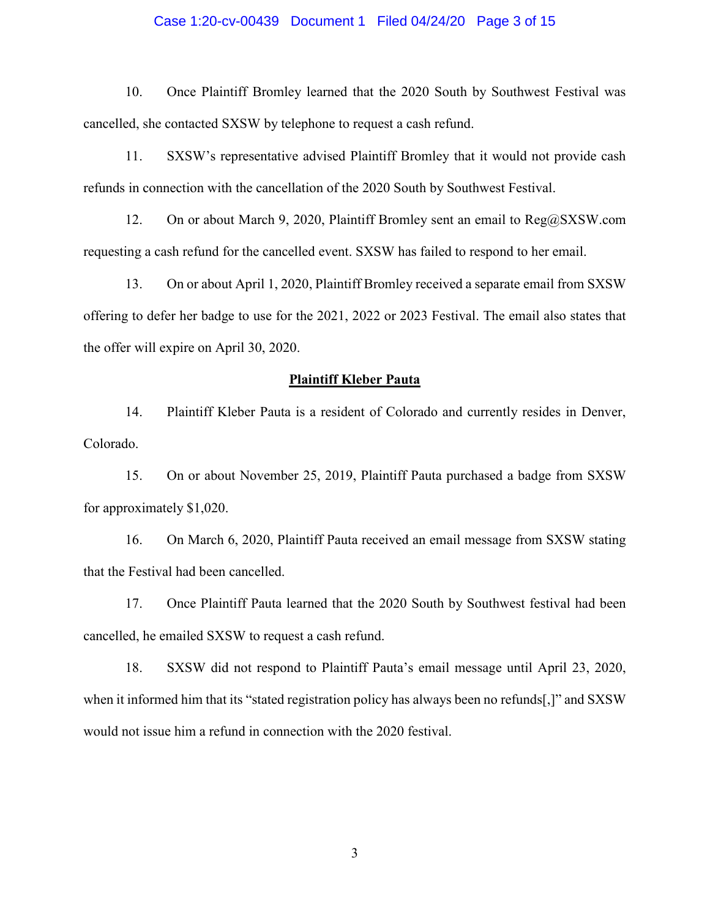10. Once Plaintiff Bromley learned that the 2020 South by Southwest Festival was cancelled, she contacted SXSW by telephone to request a cash refund.

11. SXSW's representative advised Plaintiff Bromley that it would not provide cash refunds in connection with the cancellation of the 2020 South by Southwest Festival.

12. On or about March 9, 2020, Plaintiff Bromley sent an email to Reg@SXSW.com requesting a cash refund for the cancelled event. SXSW has failed to respond to her email.

13. On or about April 1, 2020, Plaintiff Bromley received a separate email from SXSW offering to defer her badge to use for the 2021, 2022 or 2023 Festival. The email also states that the offer will expire on April 30, 2020.

**Plaintiff Kleber Pauta**

14. Plaintiff Kleber Pauta is a resident of Colorado and currently resides in Denver, Colorado.

15. On or about November 25, 2019, Plaintiff Pauta purchased a badge from SXSW for approximately $1,020.

16. On March 6, 2020, Plaintiff Pauta received an email message from SXSW stating that the Festival had been cancelled.

17. Once Plaintiff Pauta learned that the 2020 South by Southwest festival had been cancelled, he emailed SXSW to request a cash refund.

18. SXSW did not respond to Plaintiff Pauta's email message until April 23, 2020, when it informed him that its "stated registration policy has always been no refunds[,]" and SXSW would not issue him a refund in connection with the 2020 festival.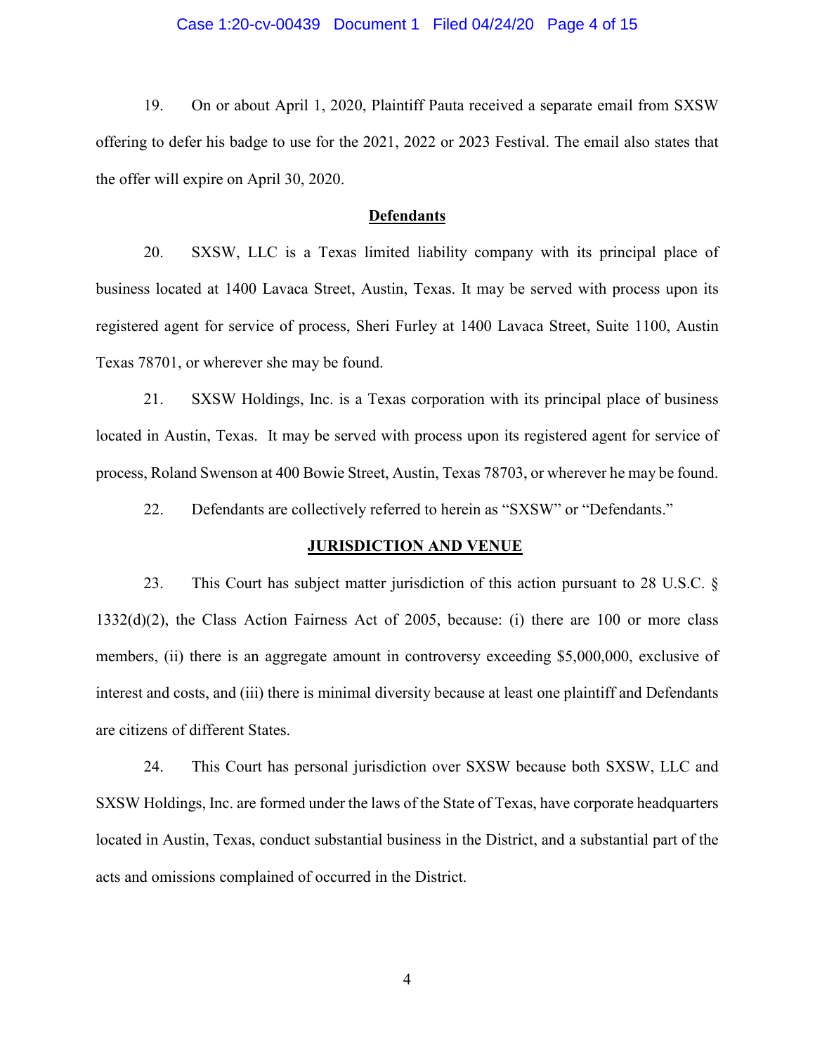19. On or about April 1, 2020, Plaintiff Pauta received a separate email from SXSW offering to defer his badge to use for the 2021, 2022 or 2023 Festival. The email also states that the offer will expire on April 30, 2020.

**Defendants**

20. SXSW, LLC is a Texas limited liability company with its principal place of business located at 1400 Lavaca Street, Austin, Texas. It may be served with process upon its registered agent for service of process, Sheri Furley at 1400 Lavaca Street, Suite 1100, Austin Texas 78701, or wherever she may be found.

21. SXSW Holdings, Inc. is a Texas corporation with its principal place of business located in Austin, Texas. It may be served with process upon its registered agent for service of process, Roland Swenson at 400 Bowie Street, Austin, Texas 78703, or wherever he may be found.

22. Defendants are collectively referred to herein as "SXSW" or "Defendants."

**JURISDICTION AND VENUE**

23. This Court has subject matter jurisdiction of this action pursuant to 28 U.S.C. § 1332(d)(2), the Class Action Fairness Act of 2005, because: (i) there are 100 or more class members, (ii) there is an aggregate amount in controversy exceeding $5,000,000, exclusive of interest and costs, and (iii) there is minimal diversity because at least one plaintiff and Defendants are citizens of different States.

24. This Court has personal jurisdiction over SXSW because both SXSW, LLC and SXSW Holdings, Inc. are formed under the laws of the State of Texas, have corporate headquarters located in Austin, Texas, conduct substantial business in the District, and a substantial part of the acts and omissions complained of occurred in the District.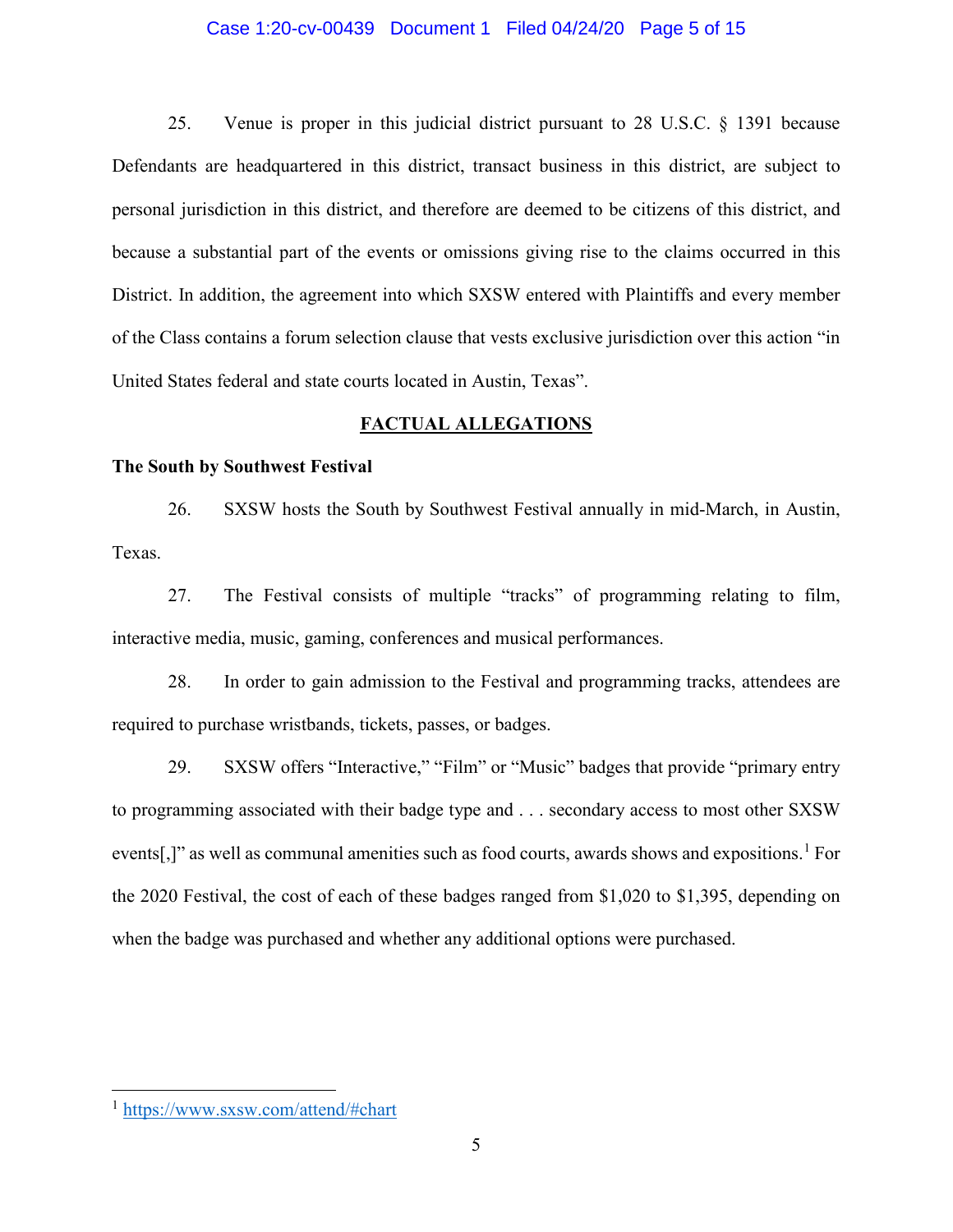25. Venue is proper in this judicial district pursuant to 28 U.S.C. § 1391 because Defendants are headquartered in this district, transact business in this district, are subject to personal jurisdiction in this district, and therefore are deemed to be citizens of this district, and because a substantial part of the events or omissions giving rise to the claims occurred in this District. In addition, the agreement into which SXSW entered with Plaintiffs and every member of the Class contains a forum selection clause that vests exclusive jurisdiction over this action "in United States federal and state courts located in Austin, Texas".

## FACTUAL ALLEGATIONS

### The South by Southwest Festival

26. SXSW hosts the South by Southwest Festival annually in mid-March, in Austin, Texas.

27. The Festival consists of multiple "tracks" of programming relating to film, interactive media, music, gaming, conferences and musical performances.

28. In order to gain admission to the Festival and programming tracks, attendees are required to purchase wristbands, tickets, passes, or badges.

29. SXSW offers "Interactive," "Film" or "Music" badges that provide "primary entry to programming associated with their badge type and . . . secondary access to most other SXSW events[,]" as well as communal amenities such as food courts, awards shows and expositions.[1] For the 2020 Festival, the cost of each of these badges ranged from $1,020 to $1,395, depending on when the badge was purchased and whether any additional options were purchased.

---

[1] https://www.sxsw.com/attend/#chart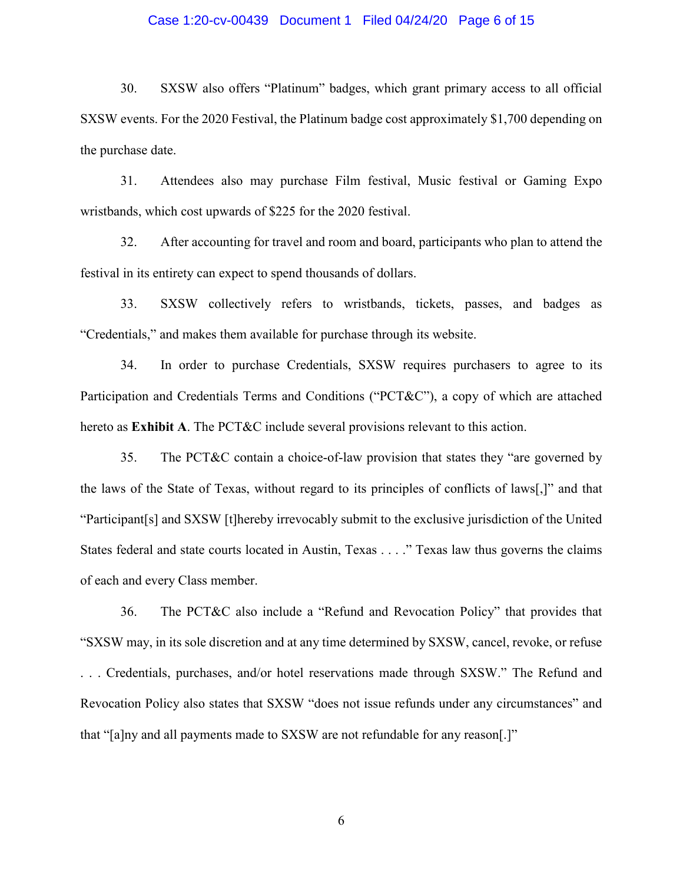30. SXSW also offers "Platinum" badges, which grant primary access to all official SXSW events. For the 2020 Festival, the Platinum badge cost approximately $1,700 depending on the purchase date.

31. Attendees also may purchase Film festival, Music festival or Gaming Expo wristbands, which cost upwards of $225 for the 2020 festival.

32. After accounting for travel and room and board, participants who plan to attend the festival in its entirety can expect to spend thousands of dollars.

33. SXSW collectively refers to wristbands, tickets, passes, and badges as "Credentials," and makes them available for purchase through its website.

34. In order to purchase Credentials, SXSW requires purchasers to agree to its Participation and Credentials Terms and Conditions ("PCT&C"), a copy of which are attached hereto as **Exhibit A**. The PCT&C include several provisions relevant to this action.

35. The PCT&C contain a choice-of-law provision that states they "are governed by the laws of the State of Texas, without regard to its principles of conflicts of laws[,]" and that "Participant[s] and SXSW [t]hereby irrevocably submit to the exclusive jurisdiction of the United States federal and state courts located in Austin, Texas . . . ." Texas law thus governs the claims of each and every Class member.

36. The PCT&C also include a "Refund and Revocation Policy" that provides that "SXSW may, in its sole discretion and at any time determined by SXSW, cancel, revoke, or refuse . . . Credentials, purchases, and/or hotel reservations made through SXSW." The Refund and Revocation Policy also states that SXSW "does not issue refunds under any circumstances" and that "[a]ny and all payments made to SXSW are not refundable for any reason[.]"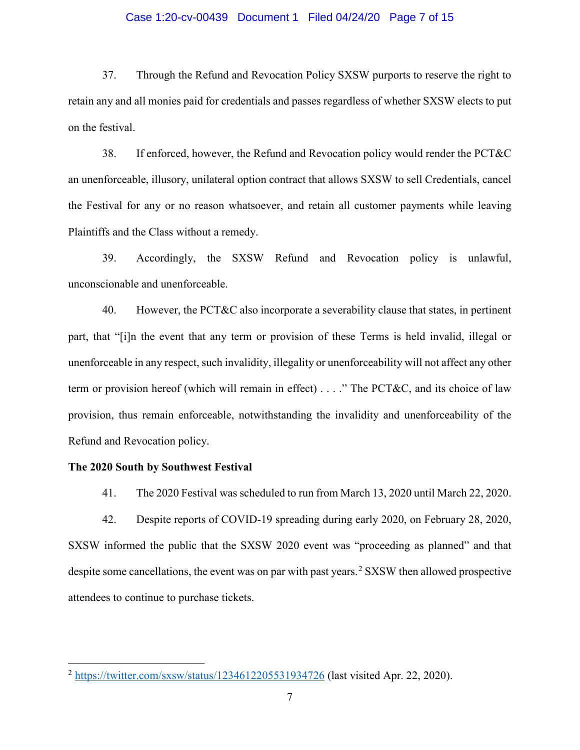37. Through the Refund and Revocation Policy SXSW purports to reserve the right to retain any and all monies paid for credentials and passes regardless of whether SXSW elects to put on the festival.

38. If enforced, however, the Refund and Revocation policy would render the PCT&C an unenforceable, illusory, unilateral option contract that allows SXSW to sell Credentials, cancel the Festival for any or no reason whatsoever, and retain all customer payments while leaving Plaintiffs and the Class without a remedy.

39. Accordingly, the SXSW Refund and Revocation policy is unlawful, unconscionable and unenforceable.

40. However, the PCT&C also incorporate a severability clause that states, in pertinent part, that "[i]n the event that any term or provision of these Terms is held invalid, illegal or unenforceable in any respect, such invalidity, illegality or unenforceability will not affect any other term or provision hereof (which will remain in effect) . . . ." The PCT&C, and its choice of law provision, thus remain enforceable, notwithstanding the invalidity and unenforceability of the Refund and Revocation policy.

**The 2020 South by Southwest Festival**

41. The 2020 Festival was scheduled to run from March 13, 2020 until March 22, 2020.

42. Despite reports of COVID-19 spreading during early 2020, on February 28, 2020, SXSW informed the public that the SXSW 2020 event was "proceeding as planned" and that despite some cancellations, the event was on par with past years.[2] SXSW then allowed prospective attendees to continue to purchase tickets.

[2] https://twitter.com/sxsw/status/1234612205531934726 (last visited Apr. 22, 2020).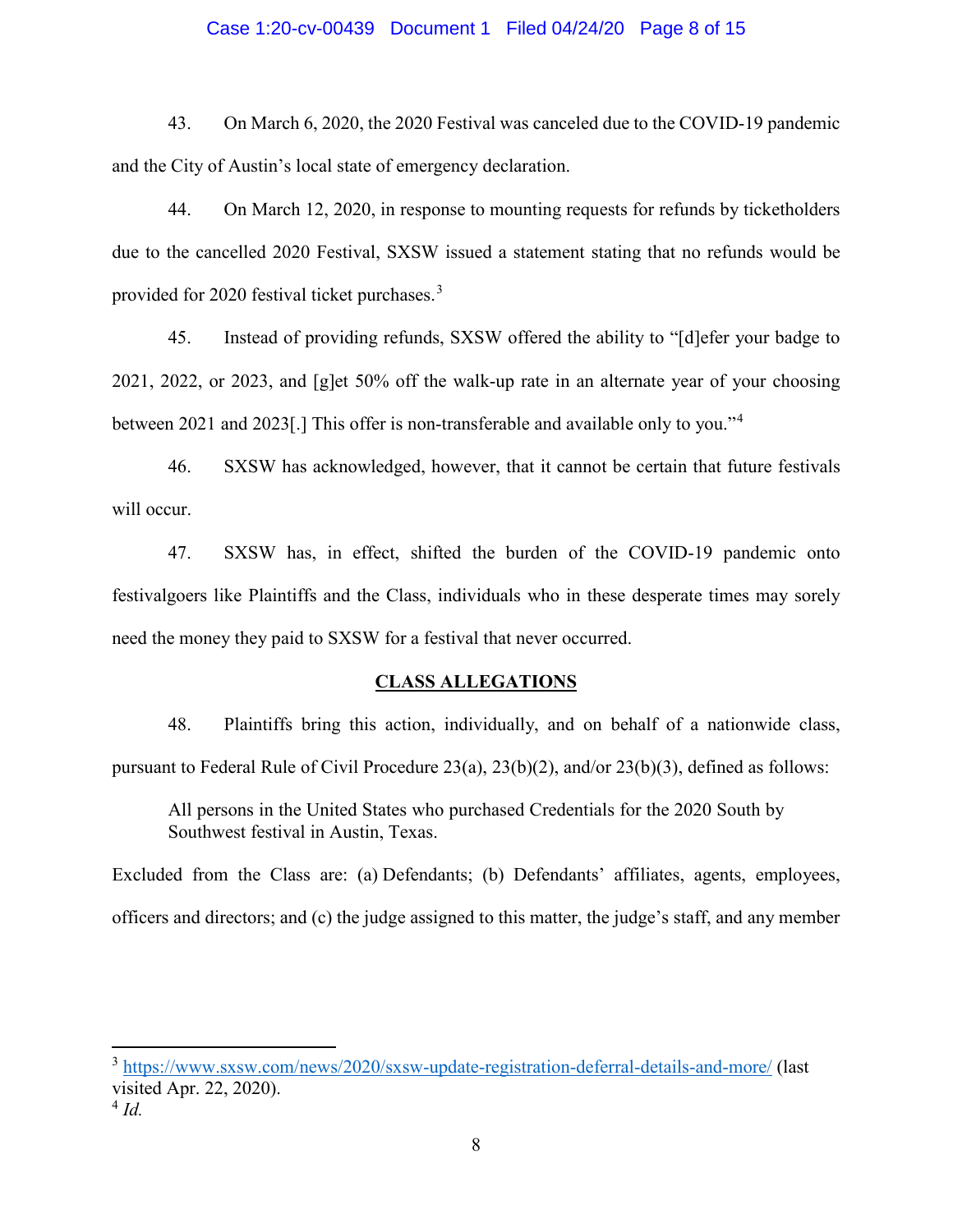43. On March 6, 2020, the 2020 Festival was canceled due to the COVID-19 pandemic and the City of Austin's local state of emergency declaration.

44. On March 12, 2020, in response to mounting requests for refunds by ticketholders due to the cancelled 2020 Festival, SXSW issued a statement stating that no refunds would be provided for 2020 festival ticket purchases.[3]

45. Instead of providing refunds, SXSW offered the ability to "[d]efer your badge to 2021, 2022, or 2023, and [g]et 50% off the walk-up rate in an alternate year of your choosing between 2021 and 2023[.] This offer is non-transferable and available only to you."[4]

46. SXSW has acknowledged, however, that it cannot be certain that future festivals will occur.

47. SXSW has, in effect, shifted the burden of the COVID-19 pandemic onto festivalgoers like Plaintiffs and the Class, individuals who in these desperate times may sorely need the money they paid to SXSW for a festival that never occurred.

## CLASS ALLEGATIONS

48. Plaintiffs bring this action, individually, and on behalf of a nationwide class, pursuant to Federal Rule of Civil Procedure 23(a), 23(b)(2), and/or 23(b)(3), defined as follows:

> All persons in the United States who purchased Credentials for the 2020 South by Southwest festival in Austin, Texas.

Excluded from the Class are: (a) Defendants; (b) Defendants' affiliates, agents, employees, officers and directors; and (c) the judge assigned to this matter, the judge's staff, and any member

---

[3] https://www.sxsw.com/news/2020/sxsw-update-registration-deferral-details-and-more/ (last visited Apr. 22, 2020).

[4] *Id.*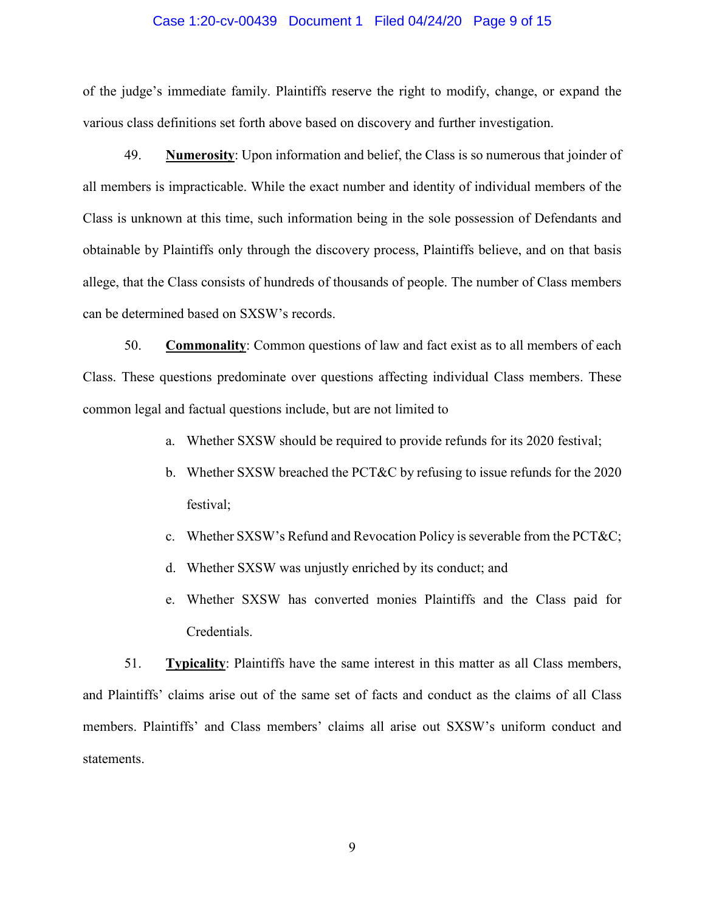of the judge's immediate family. Plaintiffs reserve the right to modify, change, or expand the various class definitions set forth above based on discovery and further investigation.

49. **Numerosity**: Upon information and belief, the Class is so numerous that joinder of all members is impracticable. While the exact number and identity of individual members of the Class is unknown at this time, such information being in the sole possession of Defendants and obtainable by Plaintiffs only through the discovery process, Plaintiffs believe, and on that basis allege, that the Class consists of hundreds of thousands of people. The number of Class members can be determined based on SXSW's records.

50. **Commonality**: Common questions of law and fact exist as to all members of each Class. These questions predominate over questions affecting individual Class members. These common legal and factual questions include, but are not limited to

a. Whether SXSW should be required to provide refunds for its 2020 festival;

b. Whether SXSW breached the PCT&C by refusing to issue refunds for the 2020 festival;

c. Whether SXSW's Refund and Revocation Policy is severable from the PCT&C;

d. Whether SXSW was unjustly enriched by its conduct; and

e. Whether SXSW has converted monies Plaintiffs and the Class paid for Credentials.

51. **Typicality**: Plaintiffs have the same interest in this matter as all Class members, and Plaintiffs' claims arise out of the same set of facts and conduct as the claims of all Class members. Plaintiffs' and Class members' claims all arise out SXSW's uniform conduct and statements.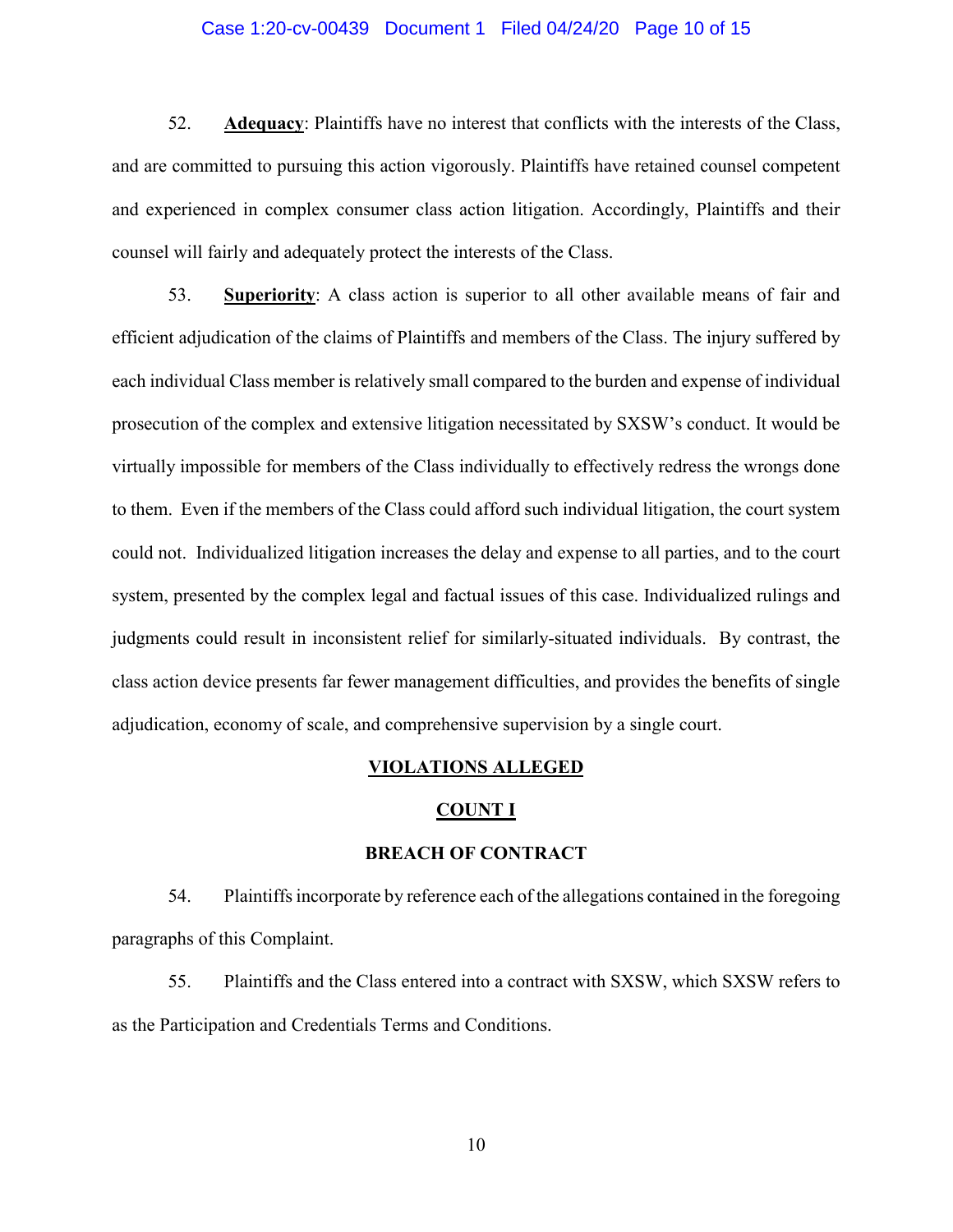52. **Adequacy**: Plaintiffs have no interest that conflicts with the interests of the Class, and are committed to pursuing this action vigorously. Plaintiffs have retained counsel competent and experienced in complex consumer class action litigation. Accordingly, Plaintiffs and their counsel will fairly and adequately protect the interests of the Class.

53. **Superiority**: A class action is superior to all other available means of fair and efficient adjudication of the claims of Plaintiffs and members of the Class. The injury suffered by each individual Class member is relatively small compared to the burden and expense of individual prosecution of the complex and extensive litigation necessitated by SXSW's conduct. It would be virtually impossible for members of the Class individually to effectively redress the wrongs done to them. Even if the members of the Class could afford such individual litigation, the court system could not. Individualized litigation increases the delay and expense to all parties, and to the court system, presented by the complex legal and factual issues of this case. Individualized rulings and judgments could result in inconsistent relief for similarly-situated individuals. By contrast, the class action device presents far fewer management difficulties, and provides the benefits of single adjudication, economy of scale, and comprehensive supervision by a single court.

## VIOLATIONS ALLEGED

## COUNT I

## BREACH OF CONTRACT

54. Plaintiffs incorporate by reference each of the allegations contained in the foregoing paragraphs of this Complaint.

55. Plaintiffs and the Class entered into a contract with SXSW, which SXSW refers to as the Participation and Credentials Terms and Conditions.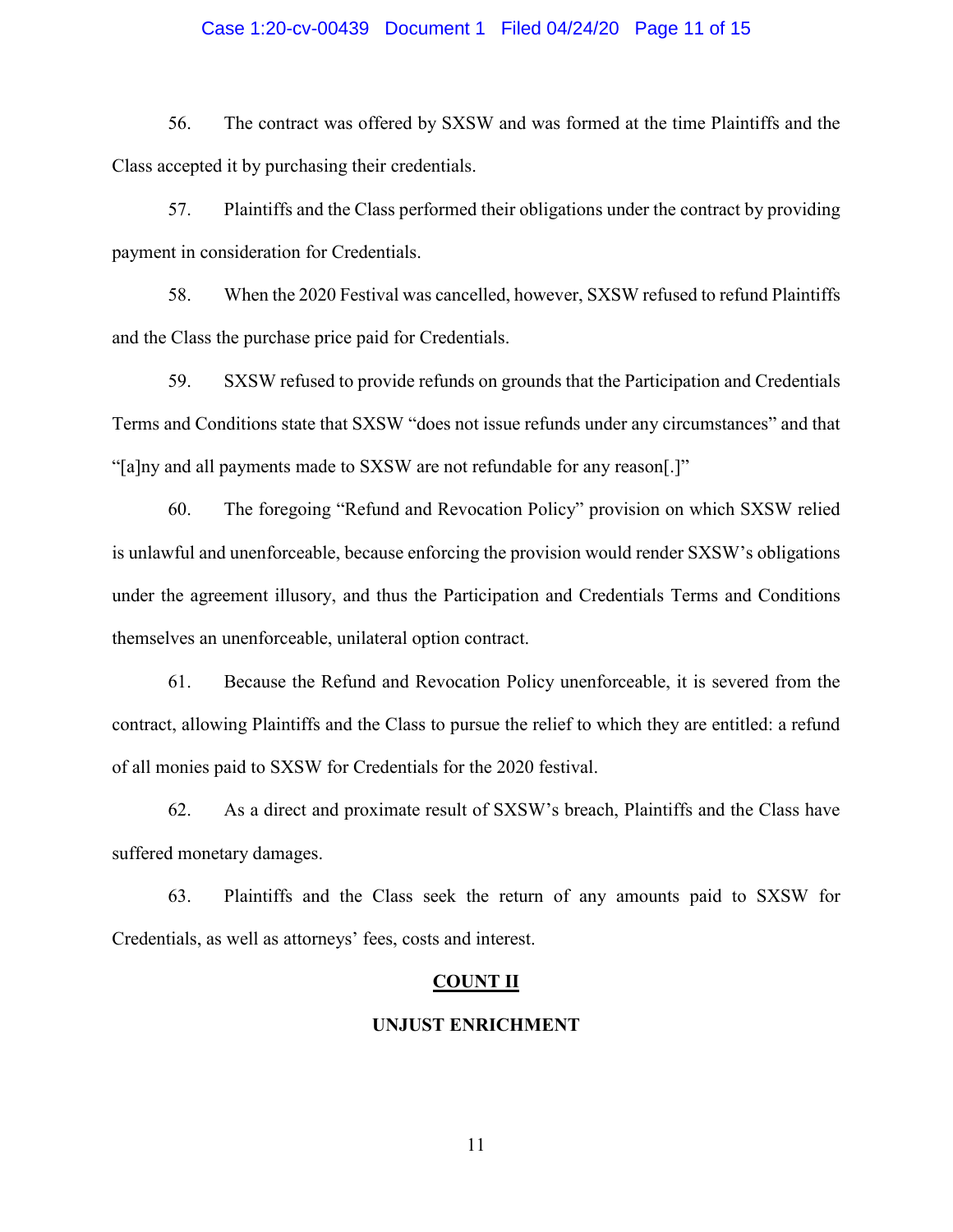56. The contract was offered by SXSW and was formed at the time Plaintiffs and the Class accepted it by purchasing their credentials.

57. Plaintiffs and the Class performed their obligations under the contract by providing payment in consideration for Credentials.

58. When the 2020 Festival was cancelled, however, SXSW refused to refund Plaintiffs and the Class the purchase price paid for Credentials.

59. SXSW refused to provide refunds on grounds that the Participation and Credentials Terms and Conditions state that SXSW "does not issue refunds under any circumstances" and that "[a]ny and all payments made to SXSW are not refundable for any reason[.]"

60. The foregoing "Refund and Revocation Policy" provision on which SXSW relied is unlawful and unenforceable, because enforcing the provision would render SXSW's obligations under the agreement illusory, and thus the Participation and Credentials Terms and Conditions themselves an unenforceable, unilateral option contract.

61. Because the Refund and Revocation Policy unenforceable, it is severed from the contract, allowing Plaintiffs and the Class to pursue the relief to which they are entitled: a refund of all monies paid to SXSW for Credentials for the 2020 festival.

62. As a direct and proximate result of SXSW's breach, Plaintiffs and the Class have suffered monetary damages.

63. Plaintiffs and the Class seek the return of any amounts paid to SXSW for Credentials, as well as attorneys' fees, costs and interest.

## COUNT II

### UNJUST ENRICHMENT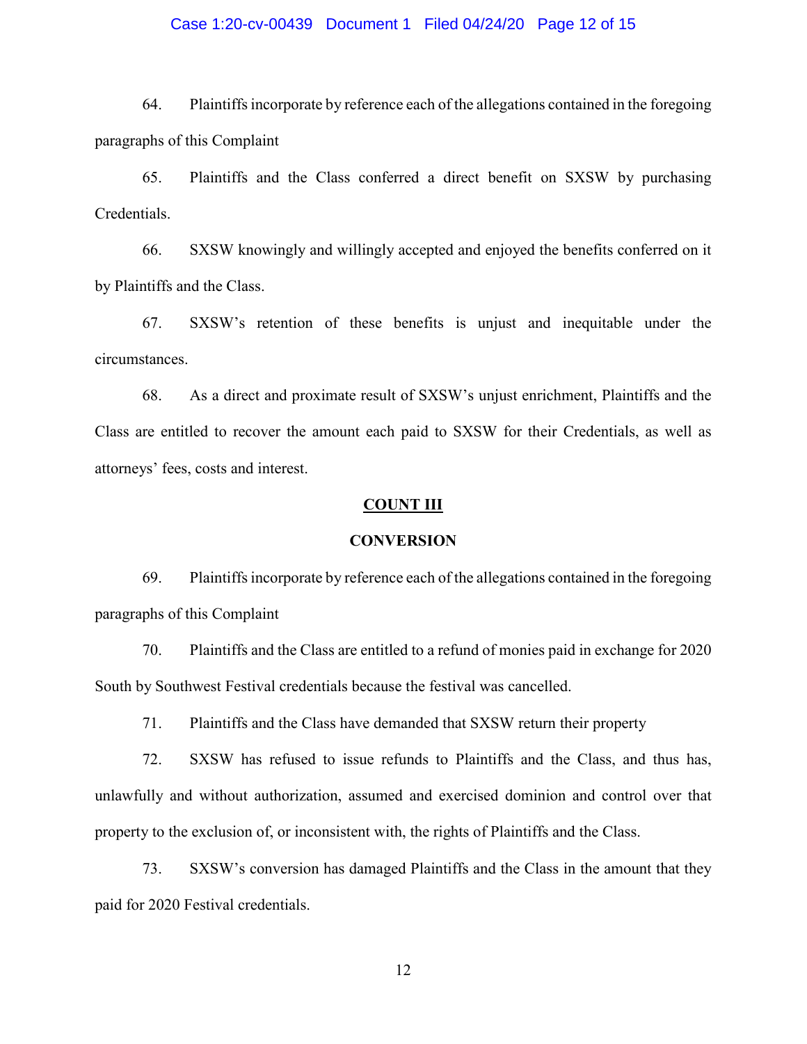64. Plaintiffs incorporate by reference each of the allegations contained in the foregoing paragraphs of this Complaint

65. Plaintiffs and the Class conferred a direct benefit on SXSW by purchasing Credentials.

66. SXSW knowingly and willingly accepted and enjoyed the benefits conferred on it by Plaintiffs and the Class.

67. SXSW's retention of these benefits is unjust and inequitable under the circumstances.

68. As a direct and proximate result of SXSW's unjust enrichment, Plaintiffs and the Class are entitled to recover the amount each paid to SXSW for their Credentials, as well as attorneys' fees, costs and interest.

## COUNT III

## CONVERSION

69. Plaintiffs incorporate by reference each of the allegations contained in the foregoing paragraphs of this Complaint

70. Plaintiffs and the Class are entitled to a refund of monies paid in exchange for 2020 South by Southwest Festival credentials because the festival was cancelled.

71. Plaintiffs and the Class have demanded that SXSW return their property

72. SXSW has refused to issue refunds to Plaintiffs and the Class, and thus has, unlawfully and without authorization, assumed and exercised dominion and control over that property to the exclusion of, or inconsistent with, the rights of Plaintiffs and the Class.

73. SXSW's conversion has damaged Plaintiffs and the Class in the amount that they paid for 2020 Festival credentials.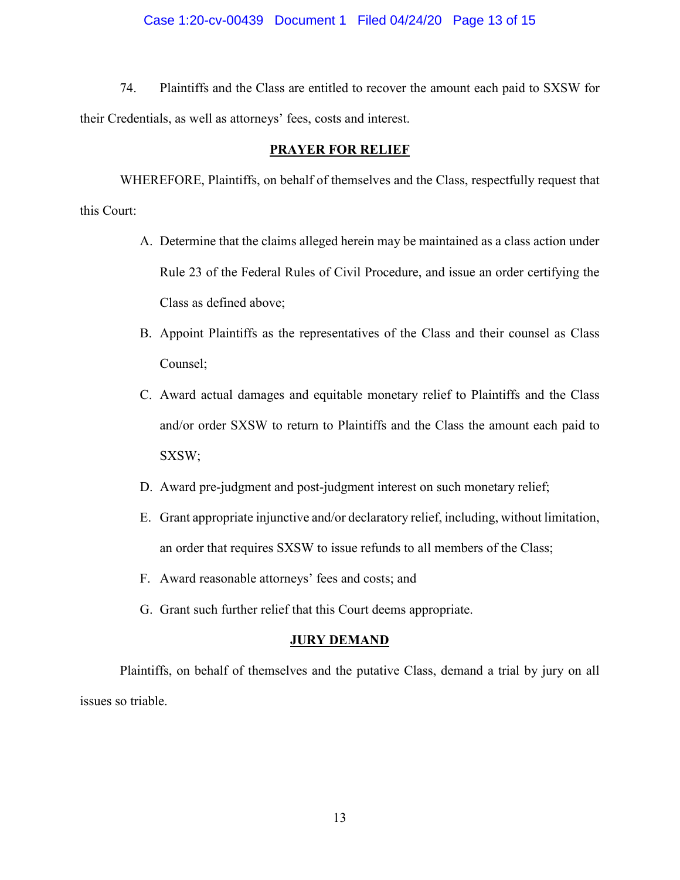74. Plaintiffs and the Class are entitled to recover the amount each paid to SXSW for their Credentials, as well as attorneys' fees, costs and interest.

## PRAYER FOR RELIEF

WHEREFORE, Plaintiffs, on behalf of themselves and the Class, respectfully request that this Court:

A. Determine that the claims alleged herein may be maintained as a class action under Rule 23 of the Federal Rules of Civil Procedure, and issue an order certifying the Class as defined above;

B. Appoint Plaintiffs as the representatives of the Class and their counsel as Class Counsel;

C. Award actual damages and equitable monetary relief to Plaintiffs and the Class and/or order SXSW to return to Plaintiffs and the Class the amount each paid to SXSW;

D. Award pre-judgment and post-judgment interest on such monetary relief;

E. Grant appropriate injunctive and/or declaratory relief, including, without limitation, an order that requires SXSW to issue refunds to all members of the Class;

F. Award reasonable attorneys' fees and costs; and

G. Grant such further relief that this Court deems appropriate.

## JURY DEMAND

Plaintiffs, on behalf of themselves and the putative Class, demand a trial by jury on all issues so triable.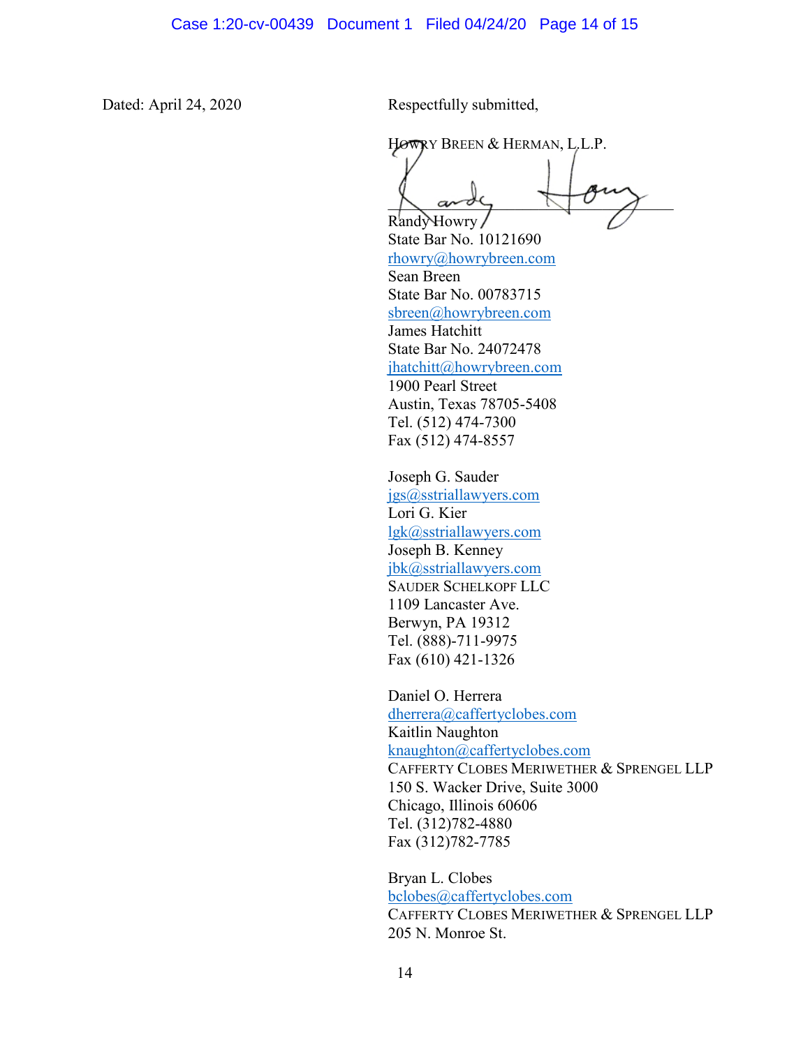Dated: April 24, 2020

Respectfully submitted,

HOWRY BREEN & HERMAN, L.L.P.

/s/ Randy Howry

Randy Howry
State Bar No. 10121690
rhowry@howrybreen.com
Sean Breen
State Bar No. 00783715
sbreen@howrybreen.com
James Hatchitt
State Bar No. 24072478
jhatchitt@howrybreen.com
1900 Pearl Street
Austin, Texas 78705-5408
Tel. (512) 474-7300
Fax (512) 474-8557

Joseph G. Sauder
jgs@sstriallawyers.com
Lori G. Kier
lgk@sstriallawyers.com
Joseph B. Kenney
jbk@sstriallawyers.com
SAUDER SCHELKOPF LLC
1109 Lancaster Ave.
Berwyn, PA 19312
Tel. (888)-711-9975
Fax (610) 421-1326

Daniel O. Herrera
dherrera@caffertyclobes.com
Kaitlin Naughton
knaughton@caffertyclobes.com
CAFFERTY CLOBES MERIWETHER & SPRENGEL LLP
150 S. Wacker Drive, Suite 3000
Chicago, Illinois 60606
Tel. (312)782-4880
Fax (312)782-7785

Bryan L. Clobes
bclobes@caffertyclobes.com
CAFFERTY CLOBES MERIWETHER & SPRENGEL LLP
205 N. Monroe St.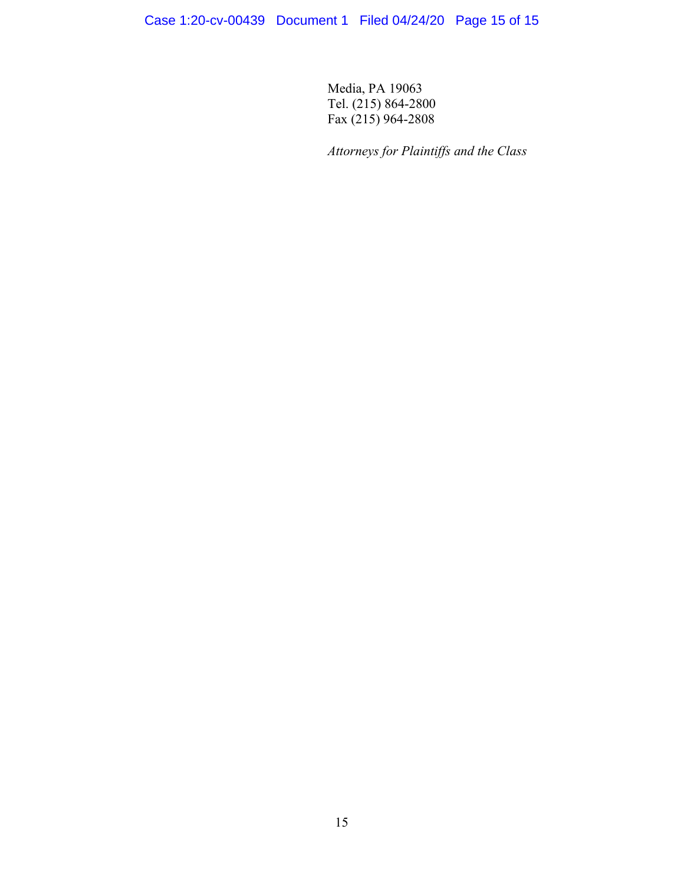Media, PA 19063
Tel. (215) 864-2800
Fax (215) 964-2808

*Attorneys for Plaintiffs and the Class*